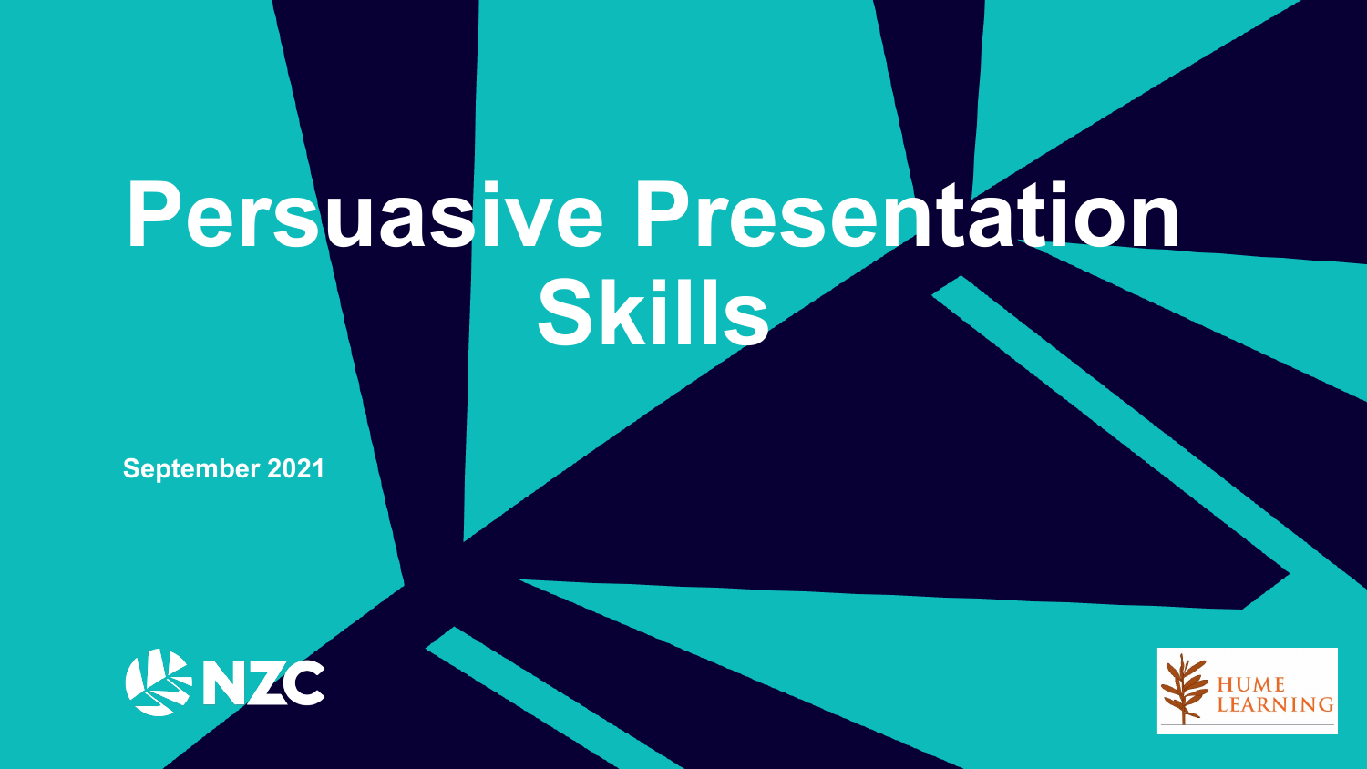# Persuasive Presentation Skills

September 2021

NZC

HUME LEARNING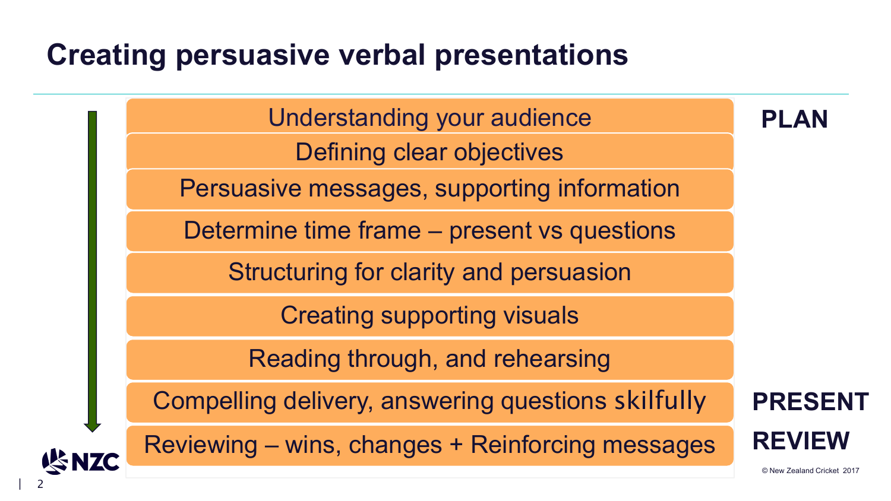# Creating persuasive verbal presentations

**PLAN**

- Understanding your audience
- Defining clear objectives
- Persuasive messages, supporting information
- Determine time frame – present vs questions
- Structuring for clarity and persuasion
- Creating supporting visuals
- Reading through, and rehearsing

**PRESENT**

- Compelling delivery, answering questions skilfully

**REVIEW**

- Reviewing – wins, changes + Reinforcing messages

© New Zealand Cricket 2017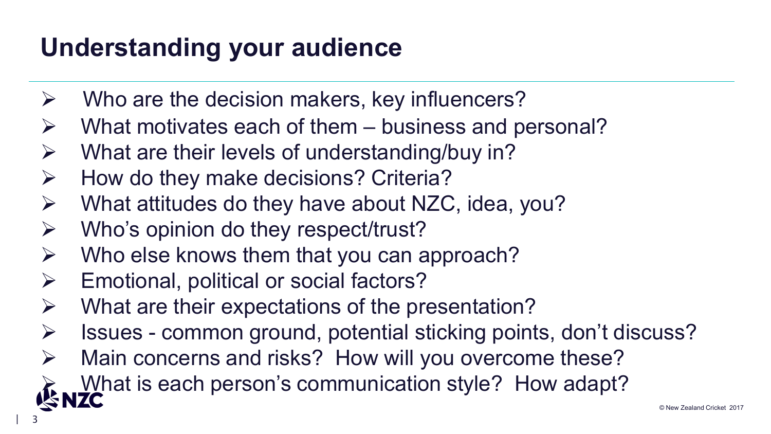# Understanding your audience

- Who are the decision makers, key influencers?
- What motivates each of them – business and personal?
- What are their levels of understanding/buy in?
- How do they make decisions? Criteria?
- What attitudes do they have about NZC, idea, you?
- Who's opinion do they respect/trust?
- Who else knows them that you can approach?
- Emotional, political or social factors?
- What are their expectations of the presentation?
- Issues - common ground, potential sticking points, don't discuss?
- Main concerns and risks? How will you overcome these?
- What is each person's communication style? How adapt?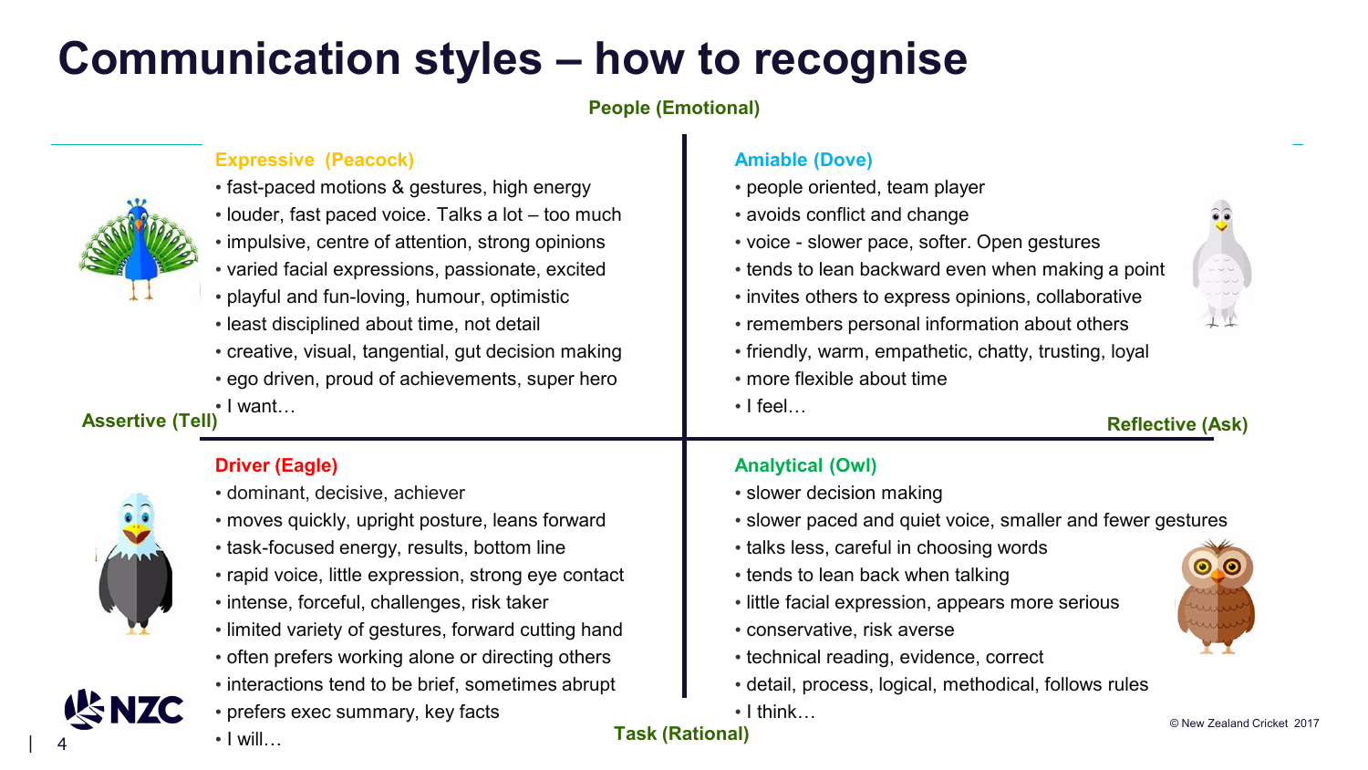# Communication styles – how to recognise

**People (Emotional)**

**Assertive (Tell)** | **Reflective (Ask)**

**Task (Rational)**

### Expressive (Peacock)

- fast-paced motions & gestures, high energy
- louder, fast paced voice. Talks a lot – too much
- impulsive, centre of attention, strong opinions
- varied facial expressions, passionate, excited
- playful and fun-loving, humour, optimistic
- least disciplined about time, not detail
- creative, visual, tangential, gut decision making
- ego driven, proud of achievements, super hero
- I want…

### Amiable (Dove)

- people oriented, team player
- avoids conflict and change
- voice - slower pace, softer. Open gestures
- tends to lean backward even when making a point
- invites others to express opinions, collaborative
- remembers personal information about others
- friendly, warm, empathetic, chatty, trusting, loyal
- more flexible about time
- I feel…

### Driver (Eagle)

- dominant, decisive, achiever
- moves quickly, upright posture, leans forward
- task-focused energy, results, bottom line
- rapid voice, little expression, strong eye contact
- intense, forceful, challenges, risk taker
- limited variety of gestures, forward cutting hand
- often prefers working alone or directing others
- interactions tend to be brief, sometimes abrupt
- prefers exec summary, key facts
- I will…

### Analytical (Owl)

- slower decision making
- slower paced and quiet voice, smaller and fewer gestures
- talks less, careful in choosing words
- tends to lean back when talking
- little facial expression, appears more serious
- conservative, risk averse
- technical reading, evidence, correct
- detail, process, logical, methodical, follows rules
- I think…

© New Zealand Cricket 2017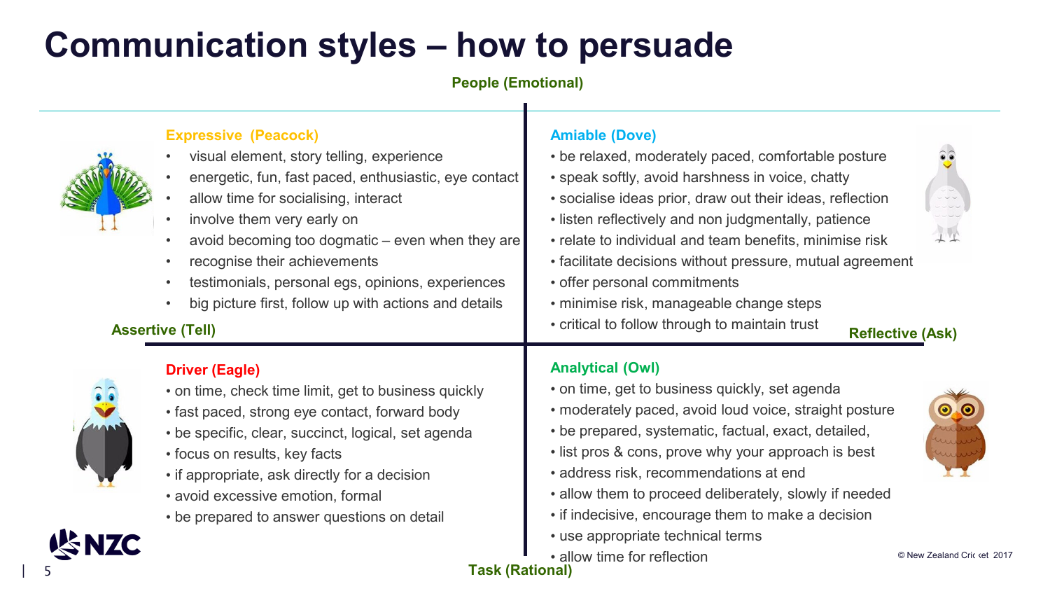# Communication styles – how to persuade

**People (Emotional)**

**Assertive (Tell)** | **Reflective (Ask)**

**Task (Rational)**

### Expressive (Peacock)

- visual element, story telling, experience
- energetic, fun, fast paced, enthusiastic, eye contact
- allow time for socialising, interact
- involve them very early on
- avoid becoming too dogmatic – even when they are
- recognise their achievements
- testimonials, personal egs, opinions, experiences
- big picture first, follow up with actions and details

### Amiable (Dove)

- be relaxed, moderately paced, comfortable posture
- speak softly, avoid harshness in voice, chatty
- socialise ideas prior, draw out their ideas, reflection
- listen reflectively and non judgmentally, patience
- relate to individual and team benefits, minimise risk
- facilitate decisions without pressure, mutual agreement
- offer personal commitments
- minimise risk, manageable change steps
- critical to follow through to maintain trust

### Driver (Eagle)

- on time, check time limit, get to business quickly
- fast paced, strong eye contact, forward body
- be specific, clear, succinct, logical, set agenda
- focus on results, key facts
- if appropriate, ask directly for a decision
- avoid excessive emotion, formal
- be prepared to answer questions on detail

### Analytical (Owl)

- on time, get to business quickly, set agenda
- moderately paced, avoid loud voice, straight posture
- be prepared, systematic, factual, exact, detailed,
- list pros & cons, prove why your approach is best
- address risk, recommendations at end
- allow them to proceed deliberately, slowly if needed
- if indecisive, encourage them to make a decision
- use appropriate technical terms
- allow time for reflection

© New Zealand Cricket 2017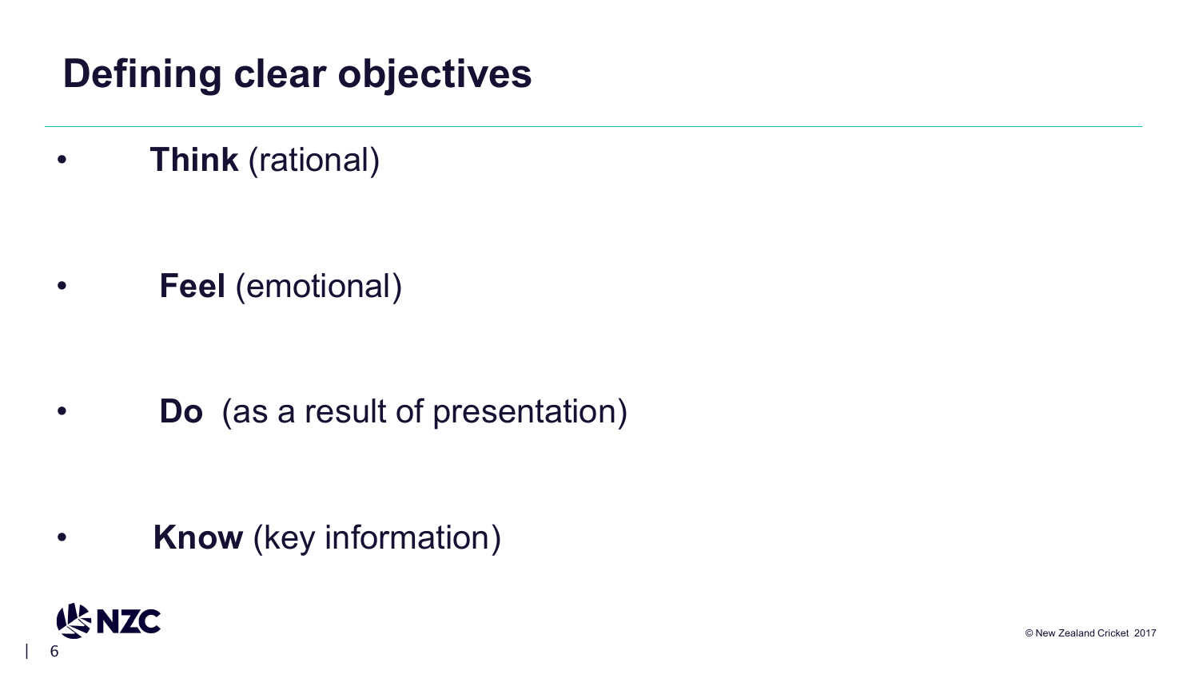# Defining clear objectives

- **Think** (rational)
- **Feel** (emotional)
- **Do** (as a result of presentation)
- **Know** (key information)

© New Zealand Cricket 2017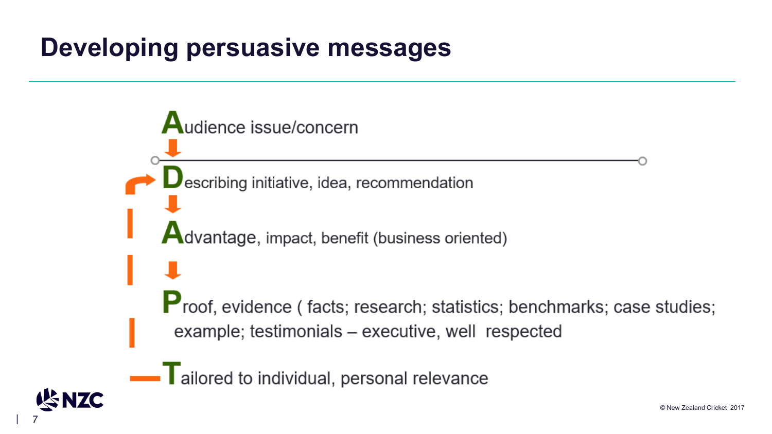# Developing persuasive messages

**A**udience issue/concern

**D**escribing initiative, idea, recommendation

**A**dvantage, impact, benefit (business oriented)

**P**roof, evidence ( facts; research; statistics; benchmarks; case studies; example; testimonials – executive, well respected

**T**ailored to individual, personal relevance

© New Zealand Cricket 2017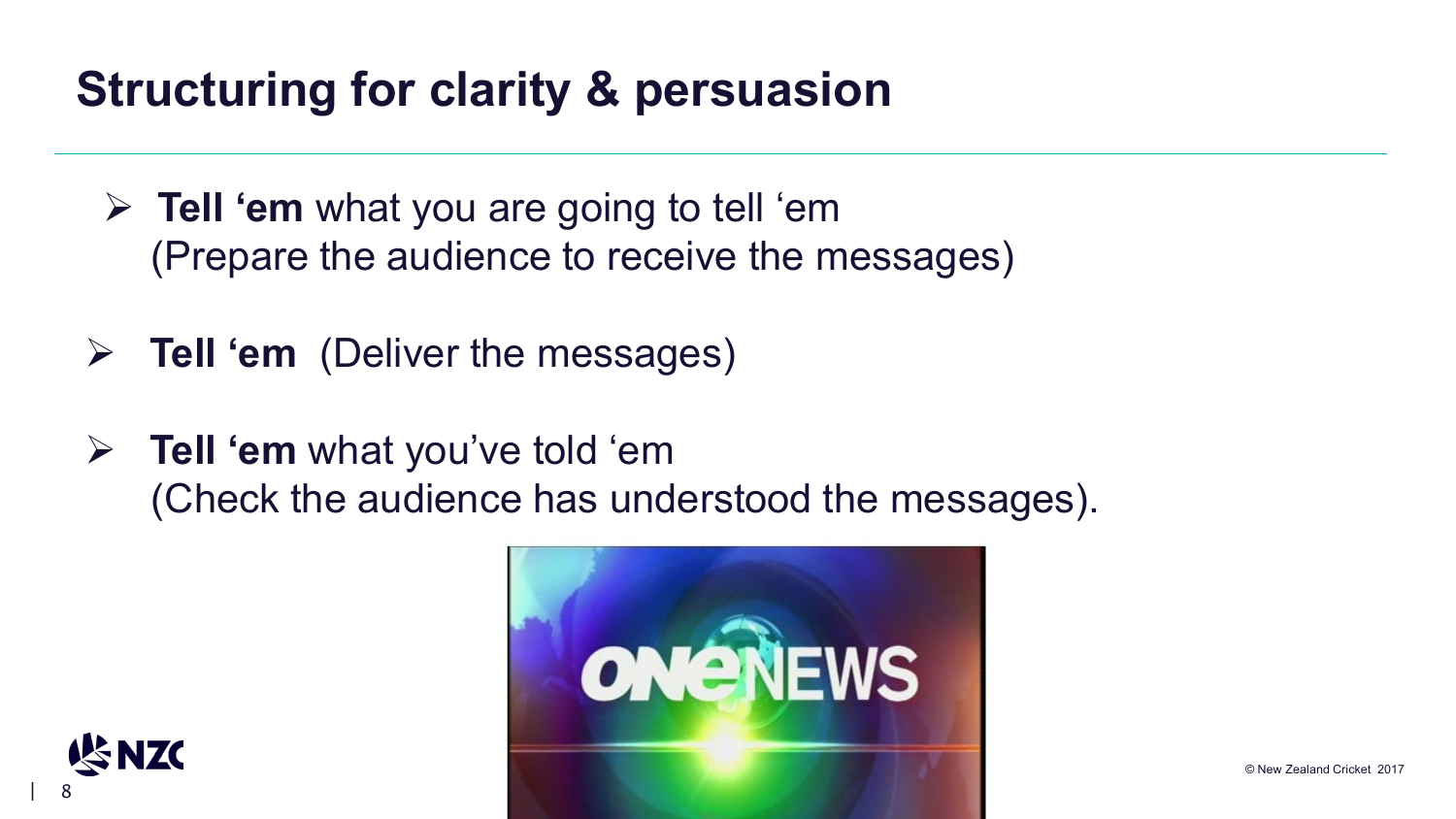# Structuring for clarity & persuasion

- **Tell 'em** what you are going to tell 'em
  (Prepare the audience to receive the messages)
- **Tell 'em** (Deliver the messages)
- **Tell 'em** what you've told 'em
  (Check the audience has understood the messages).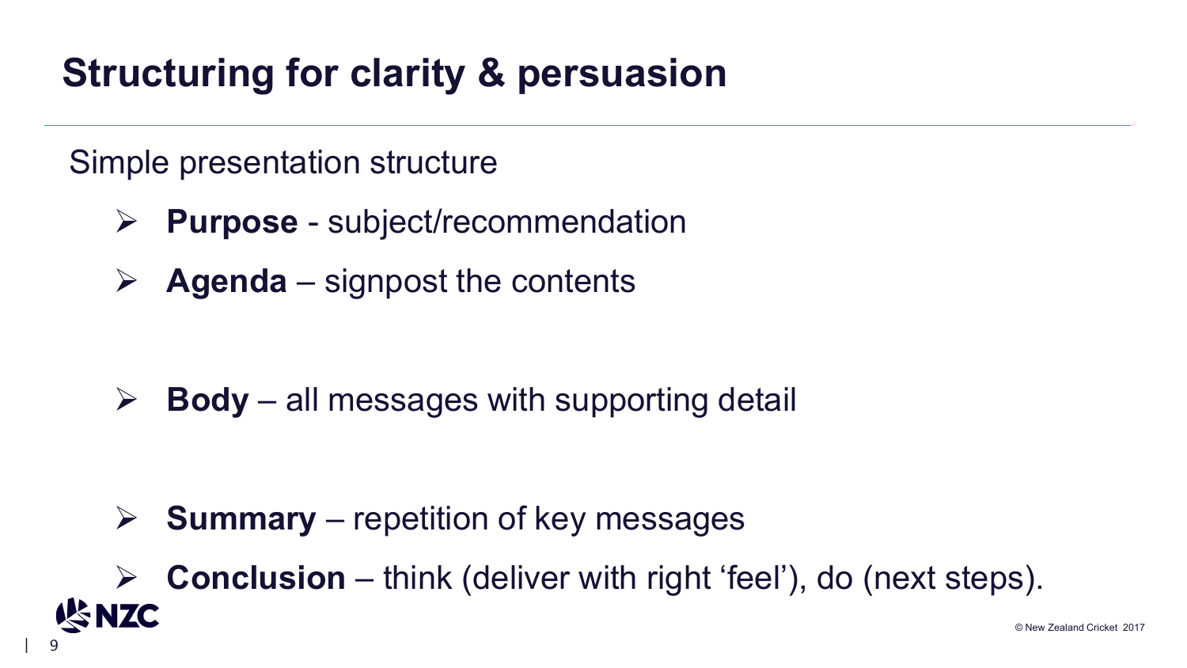# Structuring for clarity & persuasion

Simple presentation structure

- **Purpose** - subject/recommendation
- **Agenda** – signpost the contents
- **Body** – all messages with supporting detail
- **Summary** – repetition of key messages
- **Conclusion** – think (deliver with right 'feel'), do (next steps).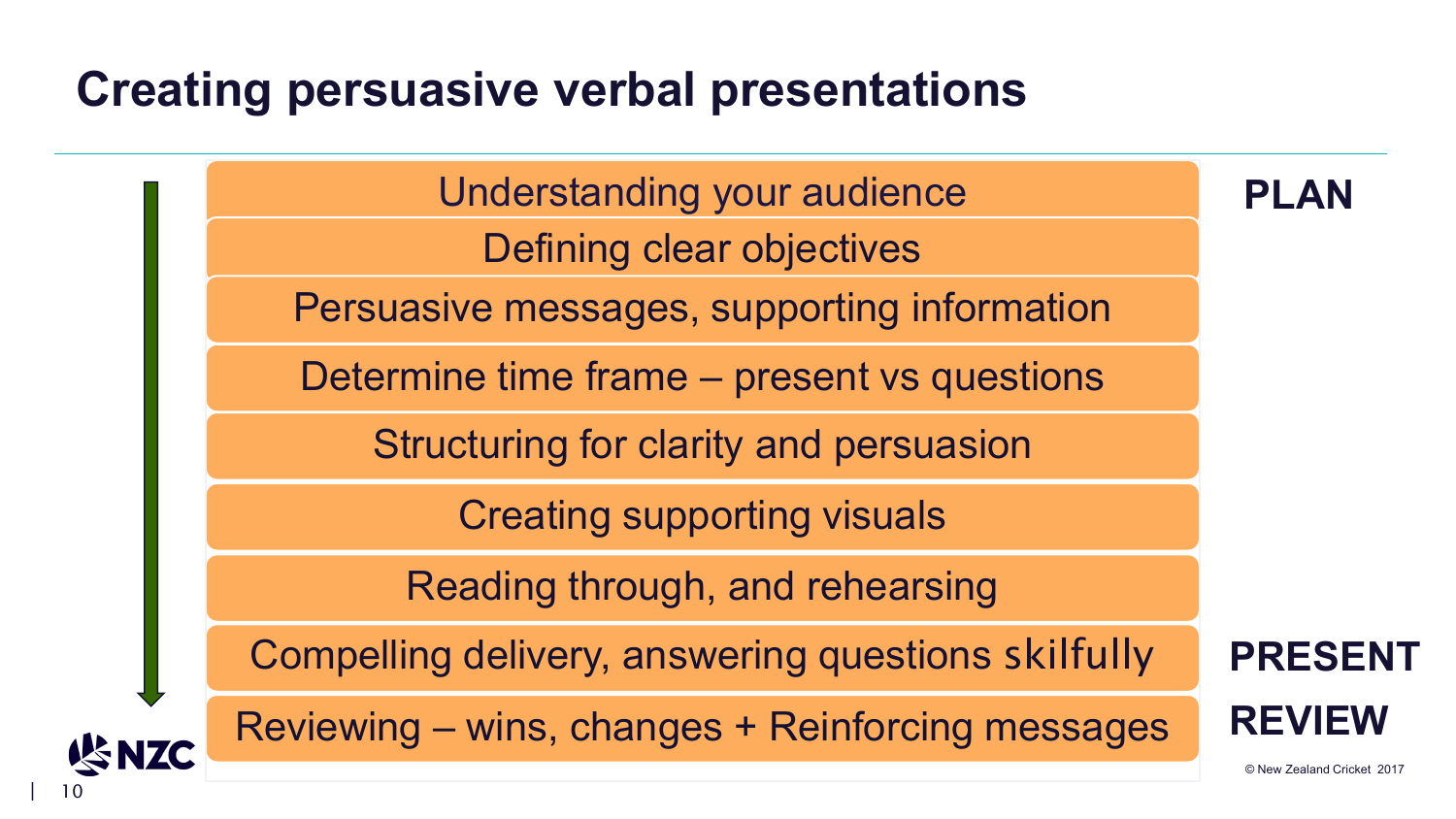# Creating persuasive verbal presentations

| Step | Stage |
|---|---|
| Understanding your audience | **PLAN** |
| Defining clear objectives | |
| Persuasive messages, supporting information | |
| Determine time frame – present vs questions | |
| Structuring for clarity and persuasion | |
| Creating supporting visuals | |
| Reading through, and rehearsing | |
| Compelling delivery, answering questions skilfully | **PRESENT** |
| Reviewing – wins, changes + Reinforcing messages | **REVIEW** |

© New Zealand Cricket 2017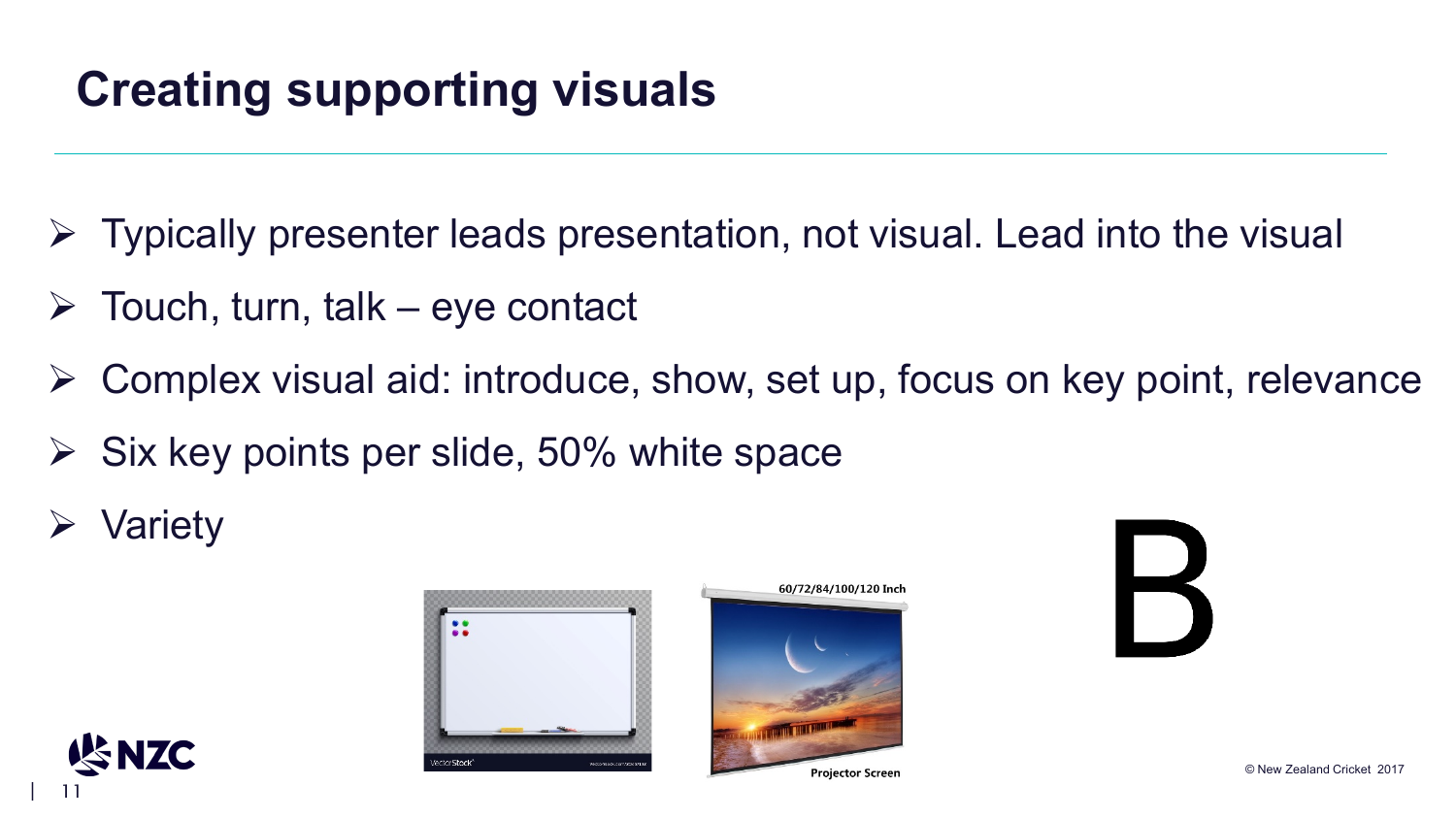# Creating supporting visuals

- Typically presenter leads presentation, not visual. Lead into the visual
- Touch, turn, talk – eye contact
- Complex visual aid: introduce, show, set up, focus on key point, relevance
- Six key points per slide, 50% white space
- Variety

B

© New Zealand Cricket 2017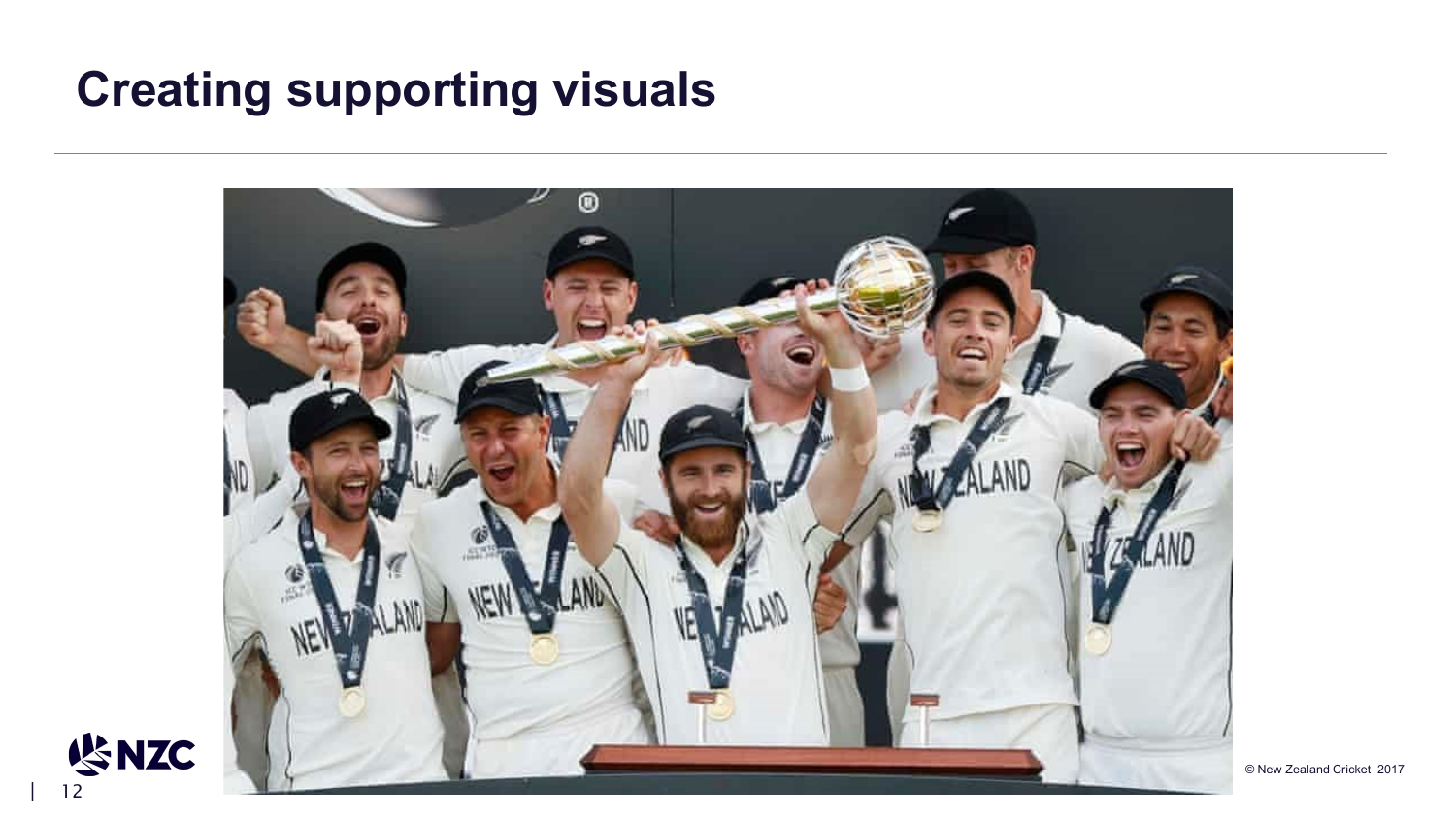# Creating supporting visuals

© New Zealand Cricket 2017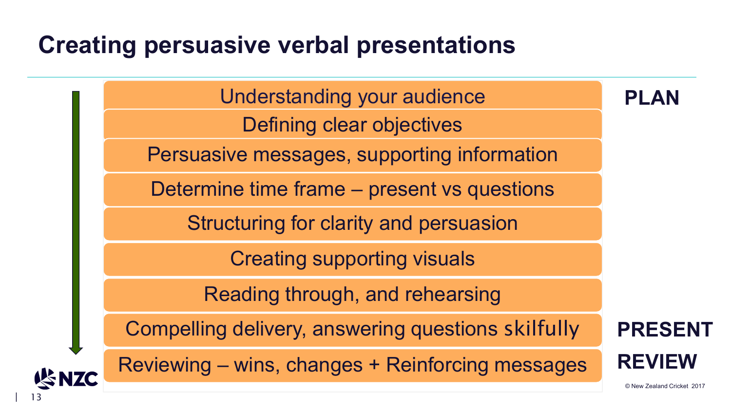# Creating persuasive verbal presentations

**PLAN**

- Understanding your audience
- Defining clear objectives
- Persuasive messages, supporting information
- Determine time frame – present vs questions
- Structuring for clarity and persuasion
- Creating supporting visuals
- Reading through, and rehearsing

**PRESENT**

- Compelling delivery, answering questions skilfully

**REVIEW**

- Reviewing – wins, changes + Reinforcing messages

© New Zealand Cricket 2017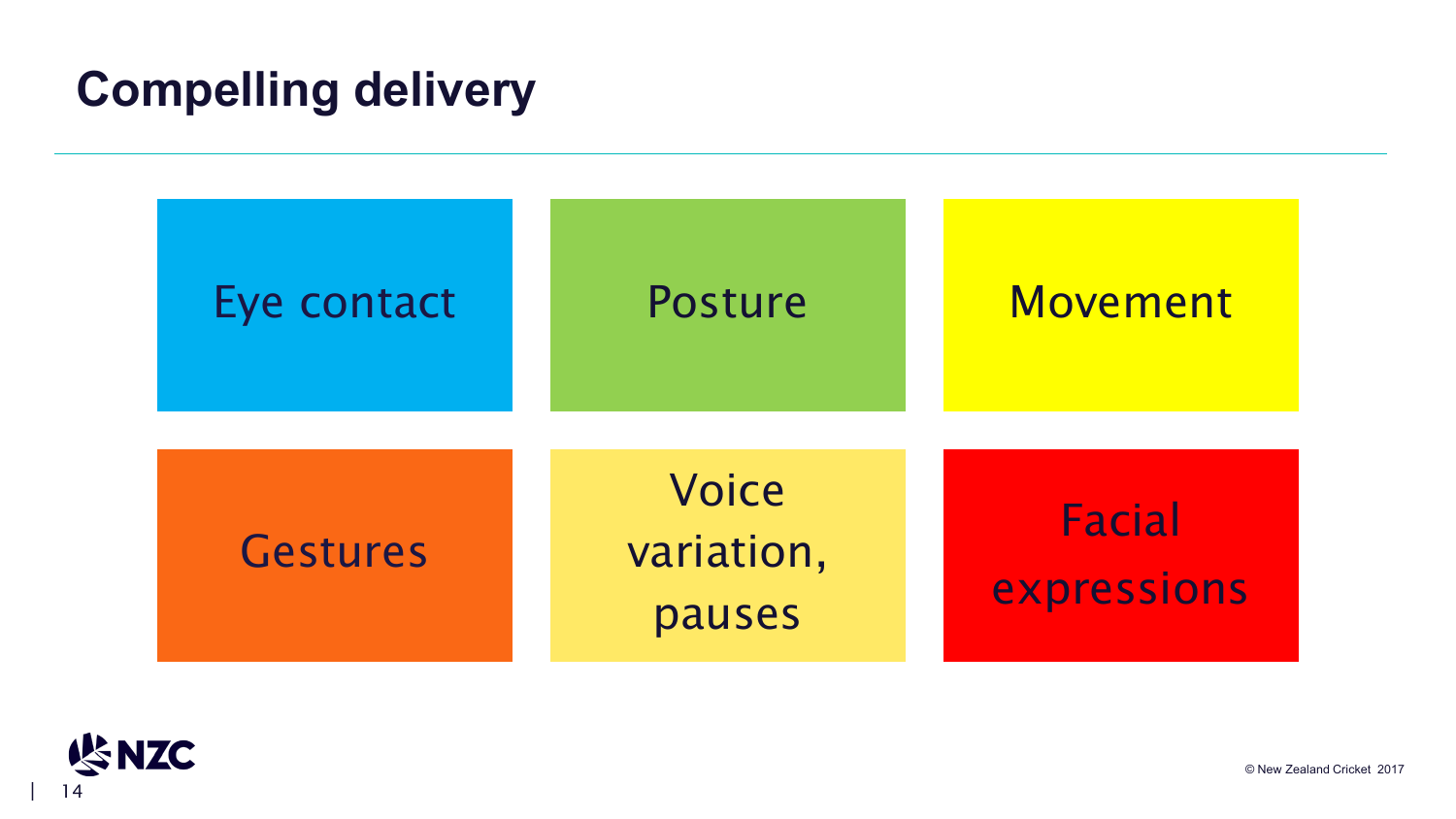# Compelling delivery

- Eye contact
- Posture
- Movement
- Gestures
- Voice variation, pauses
- Facial expressions

© New Zealand Cricket 2017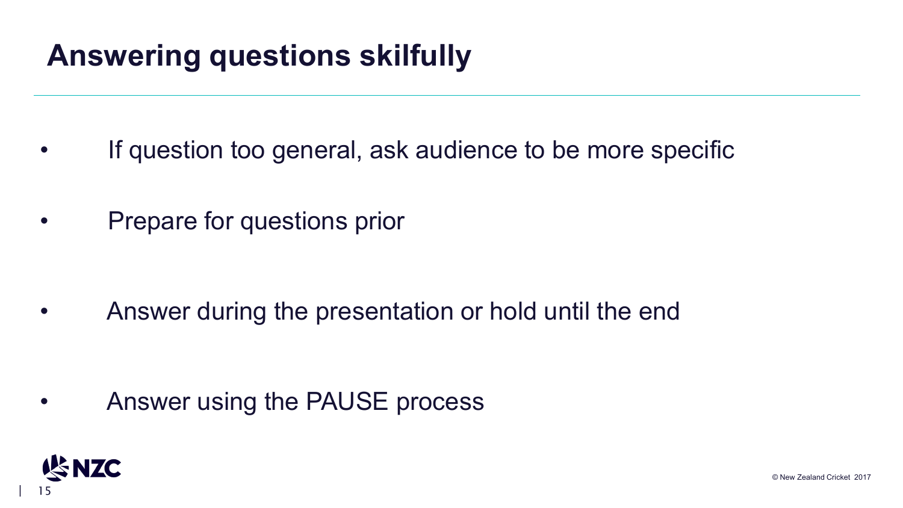# Answering questions skilfully

- If question too general, ask audience to be more specific
- Prepare for questions prior
- Answer during the presentation or hold until the end
- Answer using the PAUSE process

© New Zealand Cricket 2017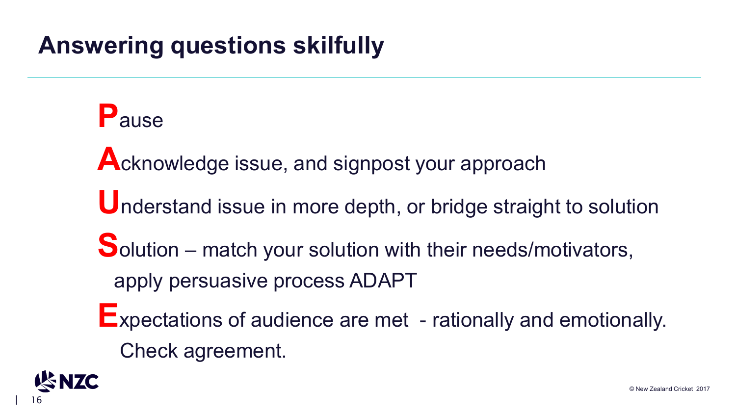# Answering questions skilfully

**P**ause

**A**cknowledge issue, and signpost your approach

**U**nderstand issue in more depth, or bridge straight to solution

**S**olution – match your solution with their needs/motivators, apply persuasive process ADAPT

**E**xpectations of audience are met - rationally and emotionally. Check agreement.

© New Zealand Cricket 2017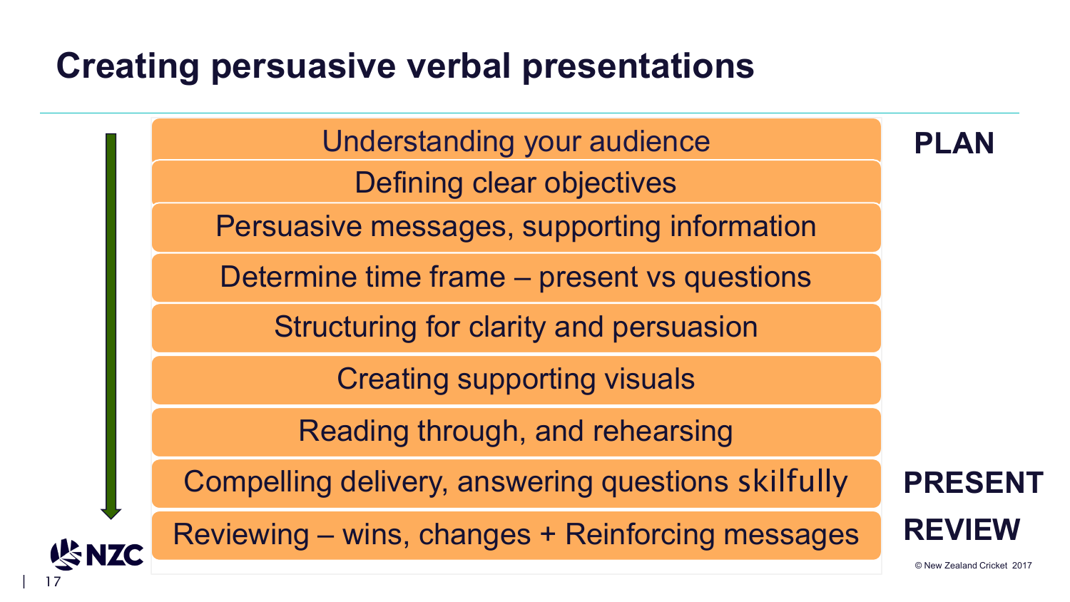# Creating persuasive verbal presentations

**PLAN**

- Understanding your audience
- Defining clear objectives
- Persuasive messages, supporting information
- Determine time frame – present vs questions
- Structuring for clarity and persuasion
- Creating supporting visuals
- Reading through, and rehearsing

**PRESENT**

- Compelling delivery, answering questions skilfully

**REVIEW**

- Reviewing – wins, changes + Reinforcing messages

© New Zealand Cricket 2017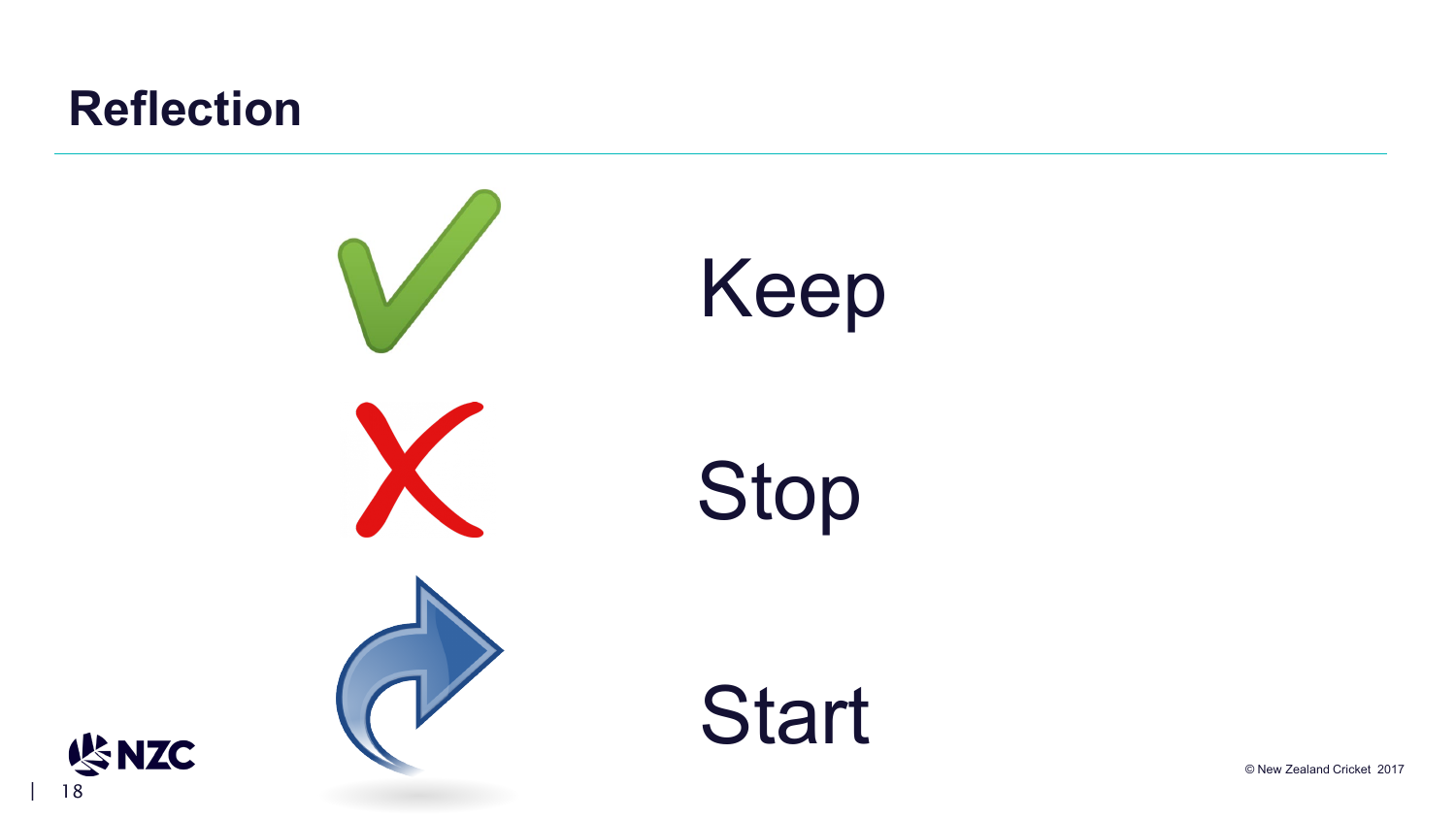# Reflection

Keep

Stop

Start

© New Zealand Cricket 2017